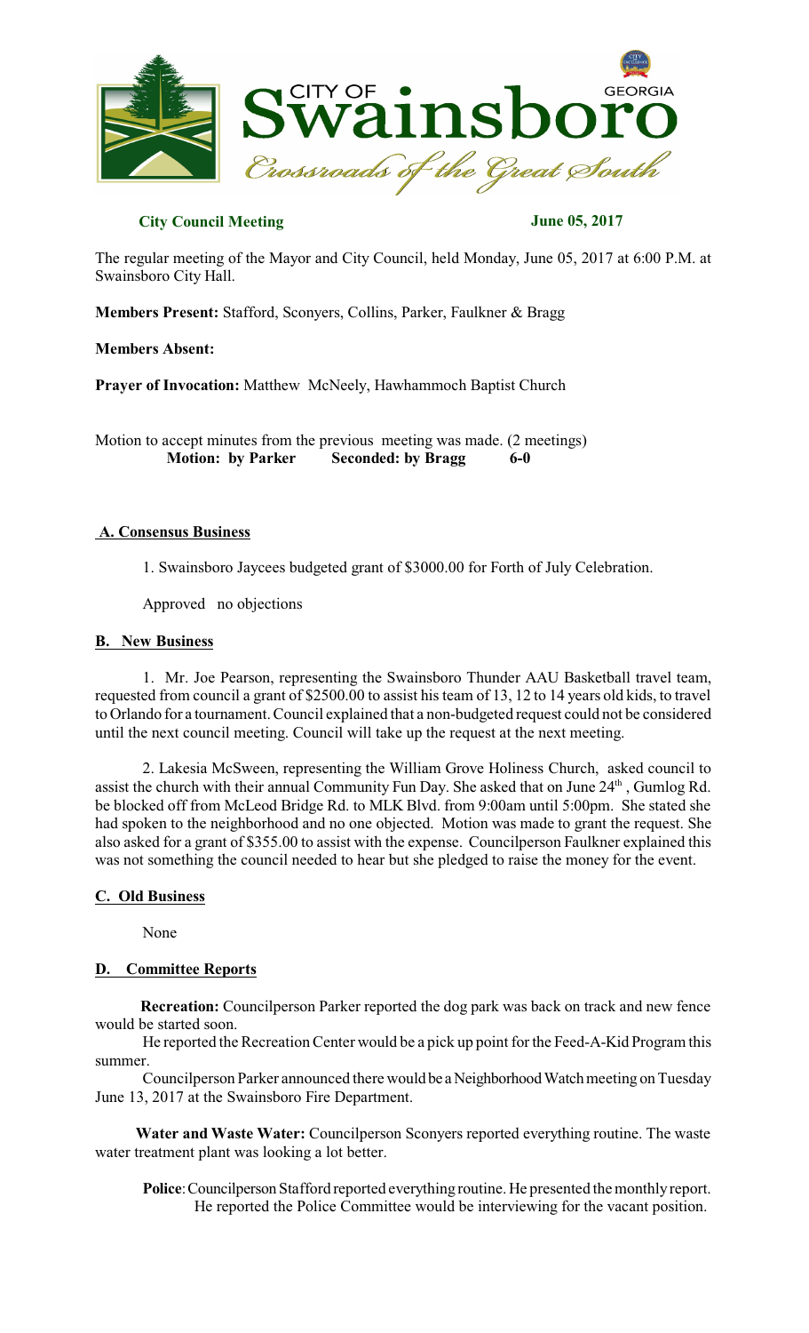# City of Swainsboro, Georgia
*Crossroads of the Great South*

**City Council Meeting** **June 05, 2017**

The regular meeting of the Mayor and City Council, held Monday, June 05, 2017 at 6:00 P.M. at Swainsboro City Hall.

**Members Present:** Stafford, Sconyers, Collins, Parker, Faulkner & Bragg

**Members Absent:**

**Prayer of Invocation:** Matthew McNeely, Hawhammoch Baptist Church

Motion to accept minutes from the previous meeting was made. (2 meetings)
**Motion: by Parker Seconded: by Bragg 6-0**

## A. Consensus Business

1. Swainsboro Jaycees budgeted grant of $3000.00 for Forth of July Celebration.

Approved no objections

## B. New Business

1. Mr. Joe Pearson, representing the Swainsboro Thunder AAU Basketball travel team, requested from council a grant of $2500.00 to assist his team of 13, 12 to 14 years old kids, to travel to Orlando for a tournament. Council explained that a non-budgeted request could not be considered until the next council meeting. Council will take up the request at the next meeting.

2. Lakesia McSween, representing the William Grove Holiness Church, asked council to assist the church with their annual Community Fun Day. She asked that on June 24th, Gumlog Rd. be blocked off from McLeod Bridge Rd. to MLK Blvd. from 9:00am until 5:00pm. She stated she had spoken to the neighborhood and no one objected. Motion was made to grant the request. She also asked for a grant of $355.00 to assist with the expense. Councilperson Faulkner explained this was not something the council needed to hear but she pledged to raise the money for the event.

## C. Old Business

None

## D. Committee Reports

**Recreation:** Councilperson Parker reported the dog park was back on track and new fence would be started soon.

He reported the Recreation Center would be a pick up point for the Feed-A-Kid Program this summer.

Councilperson Parker announced there would be a Neighborhood Watch meeting on Tuesday June 13, 2017 at the Swainsboro Fire Department.

**Water and Waste Water:** Councilperson Sconyers reported everything routine. The waste water treatment plant was looking a lot better.

**Police**: Councilperson Stafford reported everything routine. He presented the monthly report. He reported the Police Committee would be interviewing for the vacant position.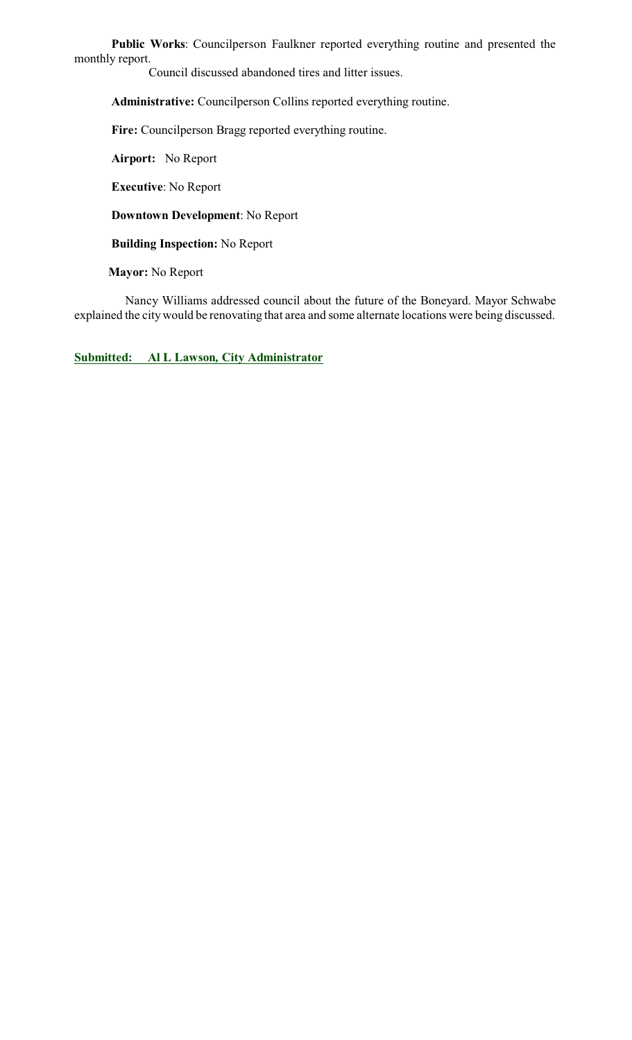**Public Works**: Councilperson Faulkner reported everything routine and presented the monthly report.

Council discussed abandoned tires and litter issues.

**Administrative:** Councilperson Collins reported everything routine.

**Fire:** Councilperson Bragg reported everything routine.

**Airport:** No Report

**Executive**: No Report

**Downtown Development**: No Report

**Building Inspection:** No Report

**Mayor:** No Report

Nancy Williams addressed council about the future of the Boneyard. Mayor Schwabe explained the city would be renovating that area and some alternate locations were being discussed.

**Submitted: Al L Lawson, City Administrator**